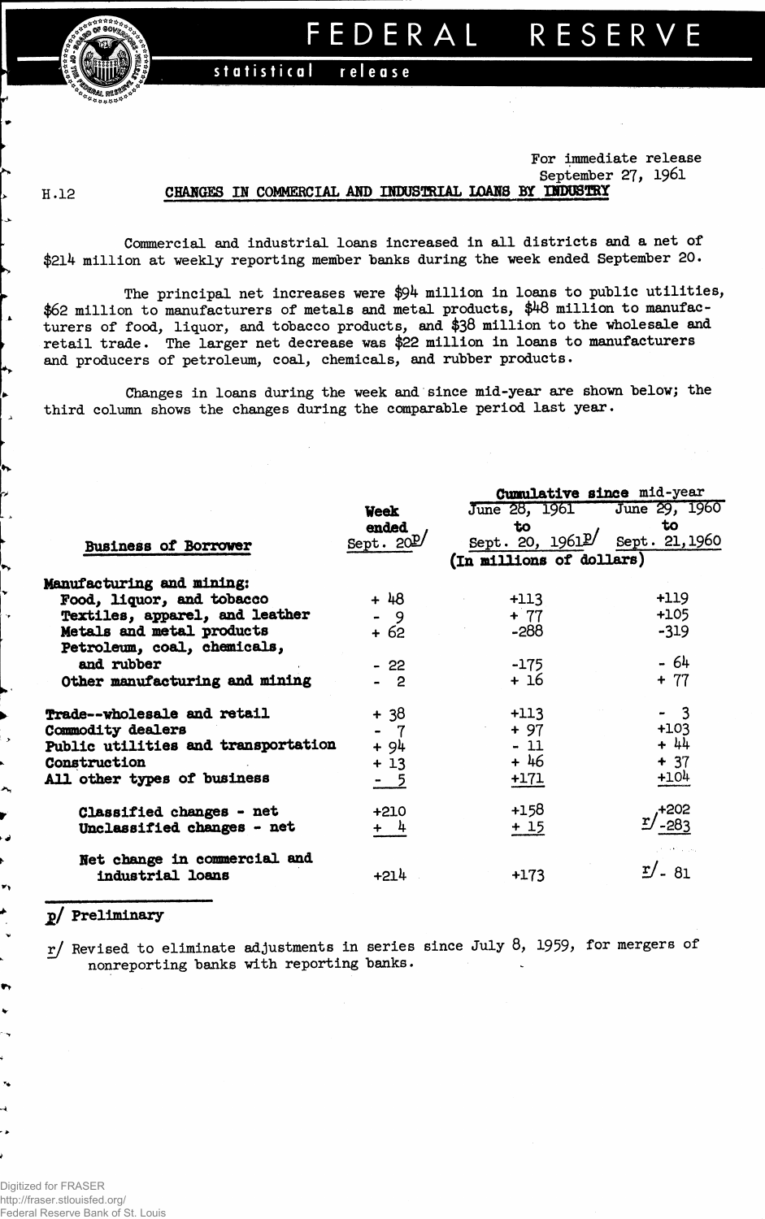# FEDERAL RESERVE

statistical release

For immediate release
September 27, 1961

H.12

## CHANGES IN COMMERCIAL AND INDUSTRIAL LOANS BY INDUSTRY

Commercial and industrial loans increased in all districts and a net of $214 million at weekly reporting member banks during the week ended September 20.

The principal net increases were $94 million in loans to public utilities, $62 million to manufacturers of metals and metal products, $48 million to manufacturers of food, liquor, and tobacco products, and $38 million to the wholesale and retail trade. The larger net decrease was $22 million in loans to manufacturers and producers of petroleum, coal, chemicals, and rubber products.

Changes in loans during the week and since mid-year are shown below; the third column shows the changes during the comparable period last year.

| Business of Borrower | Week ended Sept. 20 p/ | Cumulative since mid-year: June 28, 1961 to Sept. 20, 1961 p/ | Cumulative since mid-year: June 29, 1960 to Sept. 21, 1960 |
|---|---|---|---|
| | (In millions of dollars) | | |
| **Manufacturing and mining:** | | | |
| Food, liquor, and tobacco | + 48 | +113 | +119 |
| Textiles, apparel, and leather | - 9 | + 77 | +105 |
| Metals and metal products | + 62 | -288 | -319 |
| Petroleum, coal, chemicals, and rubber | - 22 | -175 | - 64 |
| Other manufacturing and mining | - 2 | + 16 | + 77 |
| Trade--wholesale and retail | + 38 | +113 | - 3 |
| Commodity dealers | - 7 | + 97 | +103 |
| Public utilities and transportation | + 94 | - 11 | + 44 |
| Construction | + 13 | + 46 | + 37 |
| All other types of business | - 5 | +171 | +104 |
| Classified changes - net | +210 | +158 | r/ +202 |
| Unclassified changes - net | + 4 | + 15 | r/ -283 |
| Net change in commercial and industrial loans | +214 | +173 | r/ - 81 |

p/ Preliminary

r/ Revised to eliminate adjustments in series since July 8, 1959, for mergers of nonreporting banks with reporting banks.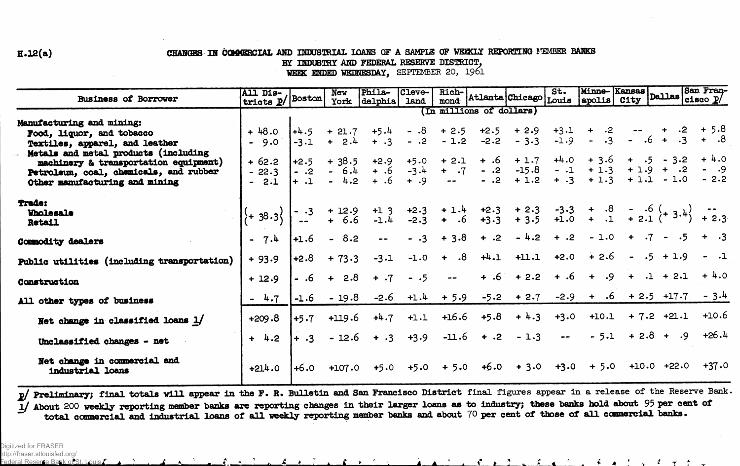H.12(a)

# CHANGES IN COMMERCIAL AND INDUSTRIAL LOANS OF A SAMPLE OF WEEKLY REPORTING MEMBER BANKS BY INDUSTRY AND FEDERAL RESERVE DISTRICT, WEEK ENDED WEDNESDAY, SEPTEMBER 20, 1961

| Business of Borrower | All Districts p/ | Boston | New York | Philadelphia | Cleveland | Richmond | Atlanta | Chicago | St. Louis | Minneapolis | Kansas City | Dallas | San Francisco p/ |
|---|---|---|---|---|---|---|---|---|---|---|---|---|---|
| | (In millions of dollars) | | | | | | | | | | | | |
| **Manufacturing and mining:** | | | | | | | | | | | | | |
| Food, liquor, and tobacco | + 48.0 | +4.5 | + 21.7 | +5.4 | - .8 | + 2.5 | +2.5 | + 2.9 | +3.1 | + .2 | -- | + .2 | + 5.8 |
| Textiles, apparel, and leather | - 9.0 | -3.1 | + 2.4 | + .3 | - .2 | - 1.2 | -2.2 | - 3.3 | -1.9 | - .3 | - .6 | + .3 | + .8 |
| Metals and metal products (including machinery & transportation equipment) | + 62.2 | +2.5 | + 38.5 | +2.9 | +5.0 | + 2.1 | + .6 | + 1.7 | +4.0 | + 3.6 | + .5 | - 3.2 | + 4.0 |
| Petroleum, coal, chemicals, and rubber | - 22.3 | - .2 | - 6.4 | + .6 | -3.4 | + .7 | - .2 | -15.8 | - .1 | + 1.3 | + 1.9 | + .2 | - .9 |
| Other manufacturing and mining | - 2.1 | + .1 | - 4.2 | + .6 | + .9 | -- | - .2 | + 1.2 | + .3 | + 1.3 | + 1.1 | - 1.0 | - 2.2 |
| **Trade:** | | | | | | | | | | | | | |
| Wholesale | (+ 38.3) | - .3 | + 12.9 | +1.3 | +2.3 | + 1.4 | +2.3 | + 2.3 | -3.3 | + .8 | - .6 | (+ 3.4) | -- |
| Retail | | -- | + 6.6 | -1.4 | -2.3 | + .6 | +3.3 | + 3.5 | +1.0 | + .1 | + 2.1 | | + 2.3 |
| **Commodity dealers** | - 7.4 | +1.6 | - 8.2 | -- | - .3 | + 3.8 | + .2 | - 4.2 | + .2 | - 1.0 | + .7 | - .5 | + .3 |
| **Public utilities (including transportation)** | + 93.9 | +2.8 | + 73.3 | -3.1 | -1.0 | + .8 | +4.1 | +11.1 | +2.0 | + 2.6 | - .5 | + 1.9 | - .1 |
| **Construction** | + 12.9 | - .6 | + 2.8 | + .7 | - .5 | -- | + .6 | + 2.2 | + .6 | + .9 | + .1 | + 2.1 | + 4.0 |
| **All other types of business** | - 4.7 | -1.6 | - 19.8 | -2.6 | +1.4 | + 5.9 | -5.2 | + 2.7 | -2.9 | + .6 | + 2.5 | +17.7 | - 3.4 |
| **Net change in classified loans 1/** | +209.8 | +5.7 | +119.6 | +4.7 | +1.1 | +16.6 | +5.8 | + 4.3 | +3.0 | +10.1 | + 7.2 | +21.1 | +10.6 |
| **Unclassified changes - net** | + 4.2 | + .3 | - 12.6 | + .3 | +3.9 | -11.6 | + .2 | - 1.3 | -- | - 5.1 | + 2.8 | + .9 | +26.4 |
| **Net change in commercial and industrial loans** | +214.0 | +6.0 | +107.0 | +5.0 | +5.0 | + 5.0 | +6.0 | + 3.0 | +3.0 | + 5.0 | +10.0 | +22.0 | +37.0 |

p/ Preliminary; final totals will appear in the F. R. Bulletin and San Francisco District final figures appear in a release of the Reserve Bank.

1/ About 200 weekly reporting member banks are reporting changes in their larger loans as to industry; these banks hold about 95 per cent of total commercial and industrial loans of all weekly reporting member banks and about 70 per cent of those of all commercial banks.